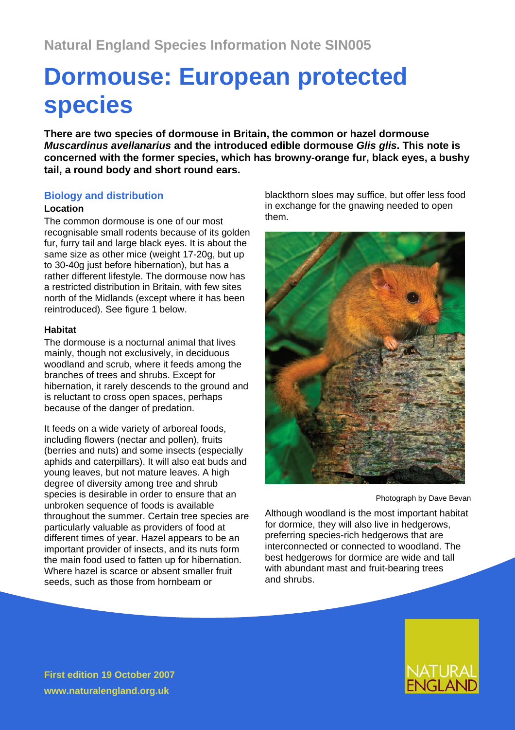Natural England Species Information Note SIN005

# Dormouse: European protected species

**There are two species of dormouse in Britain, the common or hazel dormouse *Muscardinus avellanarius* and the introduced edible dormouse *Glis glis*. This note is concerned with the former species, which has browny-orange fur, black eyes, a bushy tail, a round body and short round ears.**

## Biology and distribution

### Location

The common dormouse is one of our most recognisable small rodents because of its golden fur, furry tail and large black eyes. It is about the same size as other mice (weight 17-20g, but up to 30-40g just before hibernation), but has a rather different lifestyle. The dormouse now has a restricted distribution in Britain, with few sites north of the Midlands (except where it has been reintroduced). See figure 1 below.

### Habitat

The dormouse is a nocturnal animal that lives mainly, though not exclusively, in deciduous woodland and scrub, where it feeds among the branches of trees and shrubs. Except for hibernation, it rarely descends to the ground and is reluctant to cross open spaces, perhaps because of the danger of predation.

It feeds on a wide variety of arboreal foods, including flowers (nectar and pollen), fruits (berries and nuts) and some insects (especially aphids and caterpillars). It will also eat buds and young leaves, but not mature leaves. A high degree of diversity among tree and shrub species is desirable in order to ensure that an unbroken sequence of foods is available throughout the summer. Certain tree species are particularly valuable as providers of food at different times of year. Hazel appears to be an important provider of insects, and its nuts form the main food used to fatten up for hibernation. Where hazel is scarce or absent smaller fruit seeds, such as those from hornbeam or blackthorn sloes may suffice, but offer less food in exchange for the gnawing needed to open them.

Photograph by Dave Bevan

Although woodland is the most important habitat for dormice, they will also live in hedgerows, preferring species-rich hedgerows that are interconnected or connected to woodland. The best hedgerows for dormice are wide and tall with abundant mast and fruit-bearing trees and shrubs.

**First edition 19 October 2007**
**www.naturalengland.org.uk**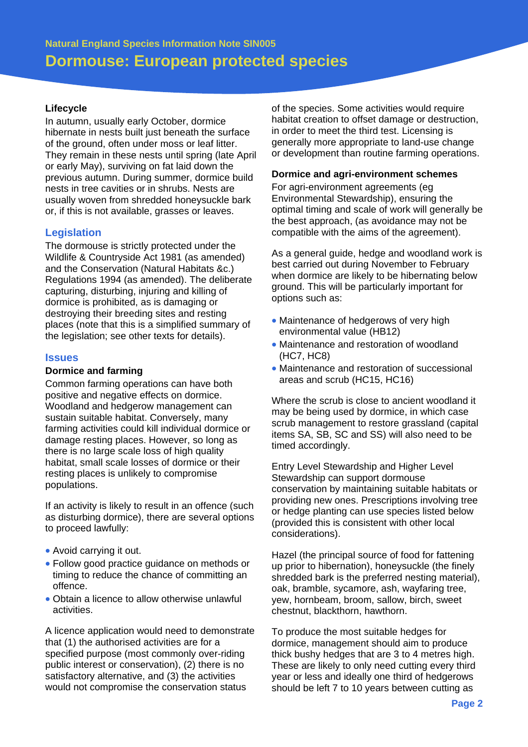### Lifecycle

In autumn, usually early October, dormice hibernate in nests built just beneath the surface of the ground, often under moss or leaf litter. They remain in these nests until spring (late April or early May), surviving on fat laid down the previous autumn. During summer, dormice build nests in tree cavities or in shrubs. Nests are usually woven from shredded honeysuckle bark or, if this is not available, grasses or leaves.

## Legislation

The dormouse is strictly protected under the Wildlife & Countryside Act 1981 (as amended) and the Conservation (Natural Habitats &c.) Regulations 1994 (as amended). The deliberate capturing, disturbing, injuring and killing of dormice is prohibited, as is damaging or destroying their breeding sites and resting places (note that this is a simplified summary of the legislation; see other texts for details).

## Issues

### Dormice and farming

Common farming operations can have both positive and negative effects on dormice. Woodland and hedgerow management can sustain suitable habitat. Conversely, many farming activities could kill individual dormice or damage resting places. However, so long as there is no large scale loss of high quality habitat, small scale losses of dormice or their resting places is unlikely to compromise populations.

If an activity is likely to result in an offence (such as disturbing dormice), there are several options to proceed lawfully:

- Avoid carrying it out.
- Follow good practice guidance on methods or timing to reduce the chance of committing an offence.
- Obtain a licence to allow otherwise unlawful activities.

A licence application would need to demonstrate that (1) the authorised activities are for a specified purpose (most commonly over-riding public interest or conservation), (2) there is no satisfactory alternative, and (3) the activities would not compromise the conservation status of the species. Some activities would require habitat creation to offset damage or destruction, in order to meet the third test. Licensing is generally more appropriate to land-use change or development than routine farming operations.

### Dormice and agri-environment schemes

For agri-environment agreements (eg Environmental Stewardship), ensuring the optimal timing and scale of work will generally be the best approach, (as avoidance may not be compatible with the aims of the agreement).

As a general guide, hedge and woodland work is best carried out during November to February when dormice are likely to be hibernating below ground. This will be particularly important for options such as:

- Maintenance of hedgerows of very high environmental value (HB12)
- Maintenance and restoration of woodland (HC7, HC8)
- Maintenance and restoration of successional areas and scrub (HC15, HC16)

Where the scrub is close to ancient woodland it may be being used by dormice, in which case scrub management to restore grassland (capital items SA, SB, SC and SS) will also need to be timed accordingly.

Entry Level Stewardship and Higher Level Stewardship can support dormouse conservation by maintaining suitable habitats or providing new ones. Prescriptions involving tree or hedge planting can use species listed below (provided this is consistent with other local considerations).

Hazel (the principal source of food for fattening up prior to hibernation), honeysuckle (the finely shredded bark is the preferred nesting material), oak, bramble, sycamore, ash, wayfaring tree, yew, hornbeam, broom, sallow, birch, sweet chestnut, blackthorn, hawthorn.

To produce the most suitable hedges for dormice, management should aim to produce thick bushy hedges that are 3 to 4 metres high. These are likely to only need cutting every third year or less and ideally one third of hedgerows should be left 7 to 10 years between cutting as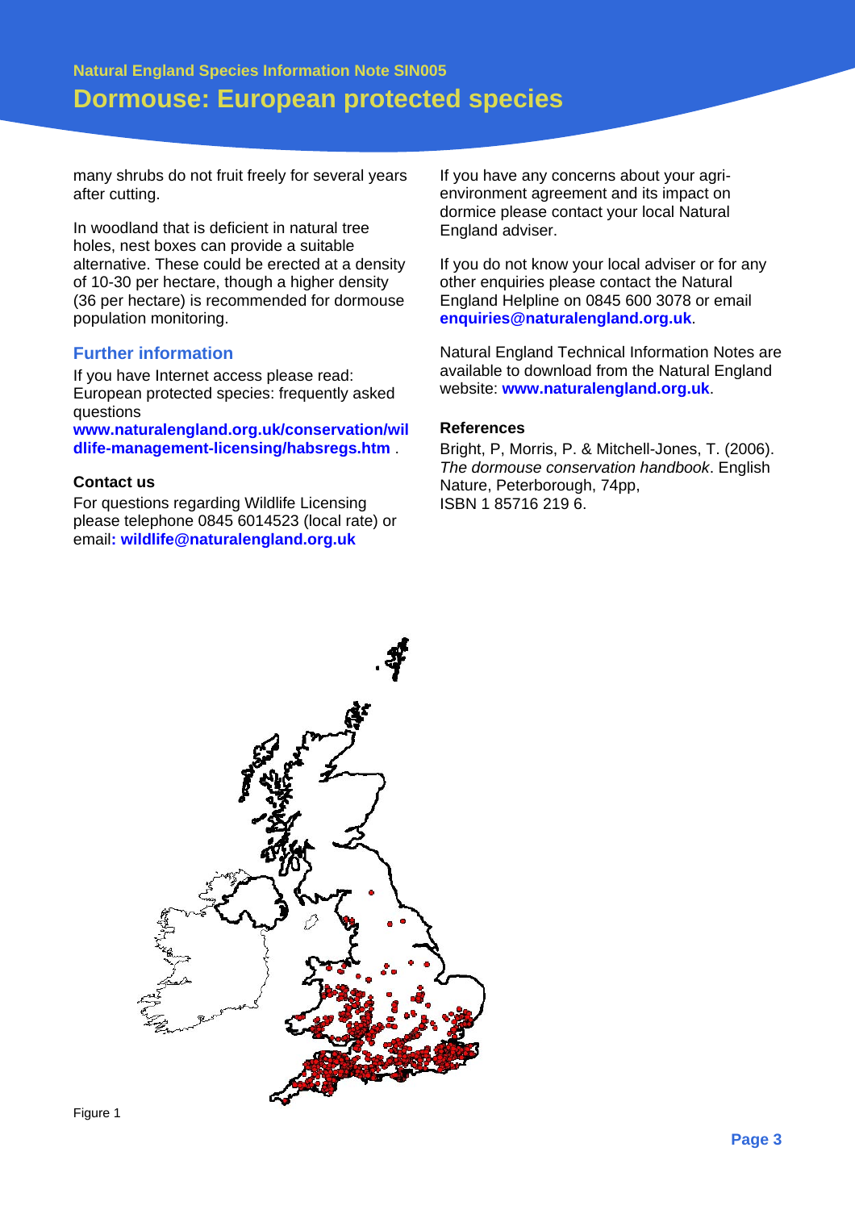many shrubs do not fruit freely for several years after cutting.

In woodland that is deficient in natural tree holes, nest boxes can provide a suitable alternative. These could be erected at a density of 10-30 per hectare, though a higher density (36 per hectare) is recommended for dormouse population monitoring.

## Further information

If you have Internet access please read: European protected species: frequently asked questions **www.naturalengland.org.uk/conservation/wildlife-management-licensing/habsregs.htm** .

### Contact us

For questions regarding Wildlife Licensing please telephone 0845 6014523 (local rate) or email**: wildlife@naturalengland.org.uk**

If you have any concerns about your agri-environment agreement and its impact on dormice please contact your local Natural England adviser.

If you do not know your local adviser or for any other enquiries please contact the Natural England Helpline on 0845 600 3078 or email **enquiries@naturalengland.org.uk**.

Natural England Technical Information Notes are available to download from the Natural England website: **www.naturalengland.org.uk**.

### References

Bright, P, Morris, P. & Mitchell-Jones, T. (2006). *The dormouse conservation handbook*. English Nature, Peterborough, 74pp, ISBN 1 85716 219 6.

Figure 1